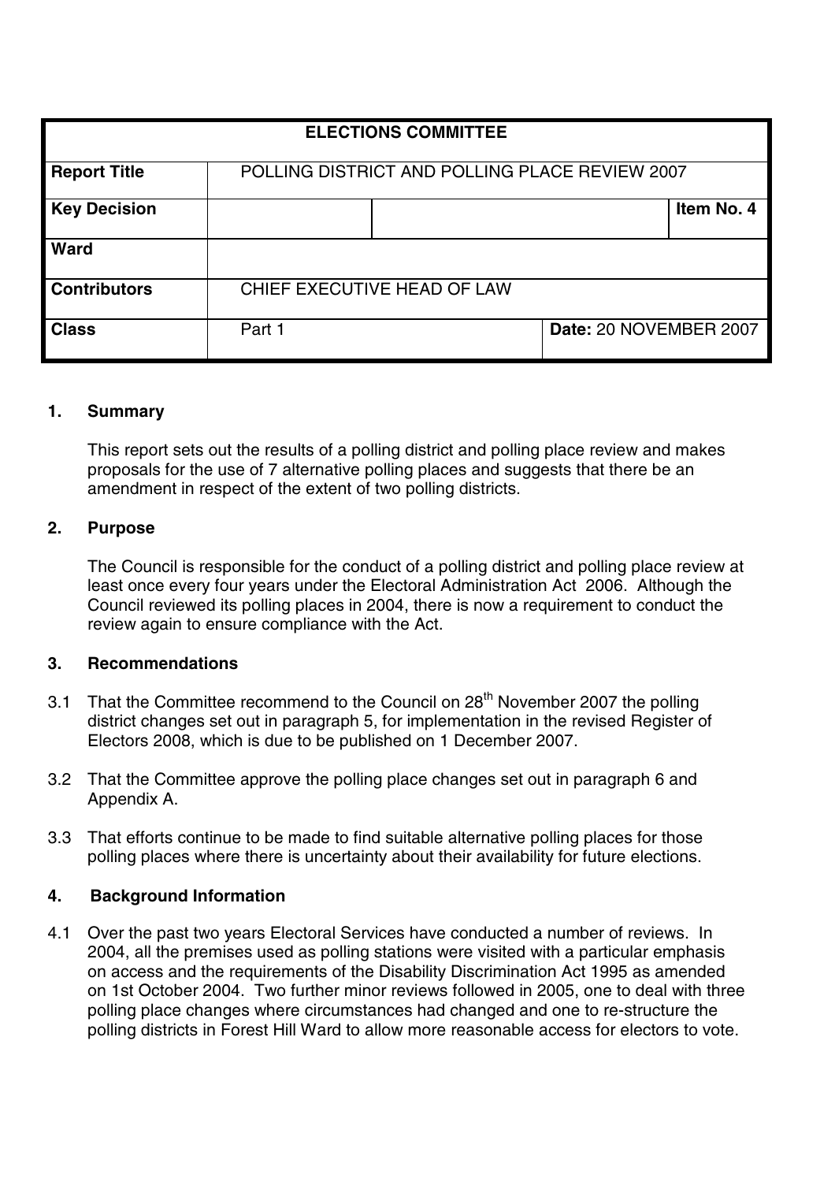| ELECTIONS COMMITTEE | | | |
|---|---|---|---|
| **Report Title** | POLLING DISTRICT AND POLLING PLACE REVIEW 2007 | | |
| **Key Decision** | | | **Item No. 4** |
| **Ward** | | | |
| **Contributors** | CHIEF EXECUTIVE HEAD OF LAW | | |
| **Class** | Part 1 | | **Date:** 20 NOVEMBER 2007 |

## 1. Summary

This report sets out the results of a polling district and polling place review and makes proposals for the use of 7 alternative polling places and suggests that there be an amendment in respect of the extent of two polling districts.

## 2. Purpose

The Council is responsible for the conduct of a polling district and polling place review at least once every four years under the Electoral Administration Act 2006. Although the Council reviewed its polling places in 2004, there is now a requirement to conduct the review again to ensure compliance with the Act.

## 3. Recommendations

3.1 That the Committee recommend to the Council on 28th November 2007 the polling district changes set out in paragraph 5, for implementation in the revised Register of Electors 2008, which is due to be published on 1 December 2007.

3.2 That the Committee approve the polling place changes set out in paragraph 6 and Appendix A.

3.3 That efforts continue to be made to find suitable alternative polling places for those polling places where there is uncertainty about their availability for future elections.

## 4. Background Information

4.1 Over the past two years Electoral Services have conducted a number of reviews. In 2004, all the premises used as polling stations were visited with a particular emphasis on access and the requirements of the Disability Discrimination Act 1995 as amended on 1st October 2004. Two further minor reviews followed in 2005, one to deal with three polling place changes where circumstances had changed and one to re-structure the polling districts in Forest Hill Ward to allow more reasonable access for electors to vote.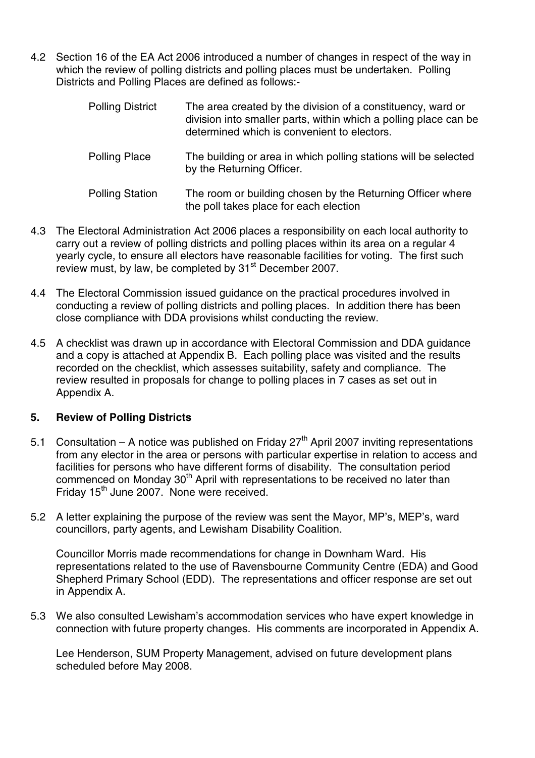4.2 Section 16 of the EA Act 2006 introduced a number of changes in respect of the way in which the review of polling districts and polling places must be undertaken. Polling Districts and Polling Places are defined as follows:-

| | |
|---|---|
| Polling District | The area created by the division of a constituency, ward or division into smaller parts, within which a polling place can be determined which is convenient to electors. |
| Polling Place | The building or area in which polling stations will be selected by the Returning Officer. |
| Polling Station | The room or building chosen by the Returning Officer where the poll takes place for each election |

4.3 The Electoral Administration Act 2006 places a responsibility on each local authority to carry out a review of polling districts and polling places within its area on a regular 4 yearly cycle, to ensure all electors have reasonable facilities for voting. The first such review must, by law, be completed by 31st December 2007.

4.4 The Electoral Commission issued guidance on the practical procedures involved in conducting a review of polling districts and polling places. In addition there has been close compliance with DDA provisions whilst conducting the review.

4.5 A checklist was drawn up in accordance with Electoral Commission and DDA guidance and a copy is attached at Appendix B. Each polling place was visited and the results recorded on the checklist, which assesses suitability, safety and compliance. The review resulted in proposals for change to polling places in 7 cases as set out in Appendix A.

## 5. Review of Polling Districts

5.1 Consultation – A notice was published on Friday 27th April 2007 inviting representations from any elector in the area or persons with particular expertise in relation to access and facilities for persons who have different forms of disability. The consultation period commenced on Monday 30th April with representations to be received no later than Friday 15th June 2007. None were received.

5.2 A letter explaining the purpose of the review was sent the Mayor, MP's, MEP's, ward councillors, party agents, and Lewisham Disability Coalition.

Councillor Morris made recommendations for change in Downham Ward. His representations related to the use of Ravensbourne Community Centre (EDA) and Good Shepherd Primary School (EDD). The representations and officer response are set out in Appendix A.

5.3 We also consulted Lewisham's accommodation services who have expert knowledge in connection with future property changes. His comments are incorporated in Appendix A.

Lee Henderson, SUM Property Management, advised on future development plans scheduled before May 2008.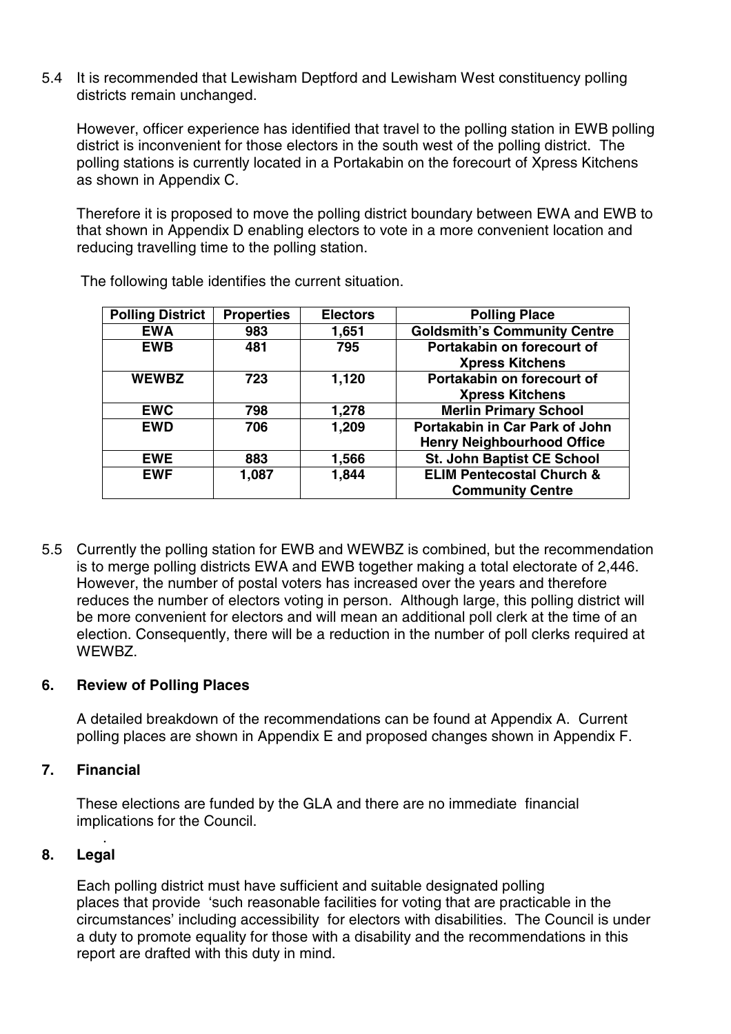5.4 It is recommended that Lewisham Deptford and Lewisham West constituency polling districts remain unchanged.

However, officer experience has identified that travel to the polling station in EWB polling district is inconvenient for those electors in the south west of the polling district. The polling stations is currently located in a Portakabin on the forecourt of Xpress Kitchens as shown in Appendix C.

Therefore it is proposed to move the polling district boundary between EWA and EWB to that shown in Appendix D enabling electors to vote in a more convenient location and reducing travelling time to the polling station.

The following table identifies the current situation.

| Polling District | Properties | Electors | Polling Place |
|---|---|---|---|
| EWA | 983 | 1,651 | Goldsmith's Community Centre |
| EWB | 481 | 795 | Portakabin on forecourt of Xpress Kitchens |
| WEWBZ | 723 | 1,120 | Portakabin on forecourt of Xpress Kitchens |
| EWC | 798 | 1,278 | Merlin Primary School |
| EWD | 706 | 1,209 | Portakabin in Car Park of John Henry Neighbourhood Office |
| EWE | 883 | 1,566 | St. John Baptist CE School |
| EWF | 1,087 | 1,844 | ELIM Pentecostal Church & Community Centre |

5.5 Currently the polling station for EWB and WEWBZ is combined, but the recommendation is to merge polling districts EWA and EWB together making a total electorate of 2,446. However, the number of postal voters has increased over the years and therefore reduces the number of electors voting in person. Although large, this polling district will be more convenient for electors and will mean an additional poll clerk at the time of an election. Consequently, there will be a reduction in the number of poll clerks required at WEWBZ.

## 6. Review of Polling Places

A detailed breakdown of the recommendations can be found at Appendix A. Current polling places are shown in Appendix E and proposed changes shown in Appendix F.

## 7. Financial

These elections are funded by the GLA and there are no immediate financial implications for the Council.

## 8. Legal

Each polling district must have sufficient and suitable designated polling places that provide 'such reasonable facilities for voting that are practicable in the circumstances' including accessibility for electors with disabilities. The Council is under a duty to promote equality for those with a disability and the recommendations in this report are drafted with this duty in mind.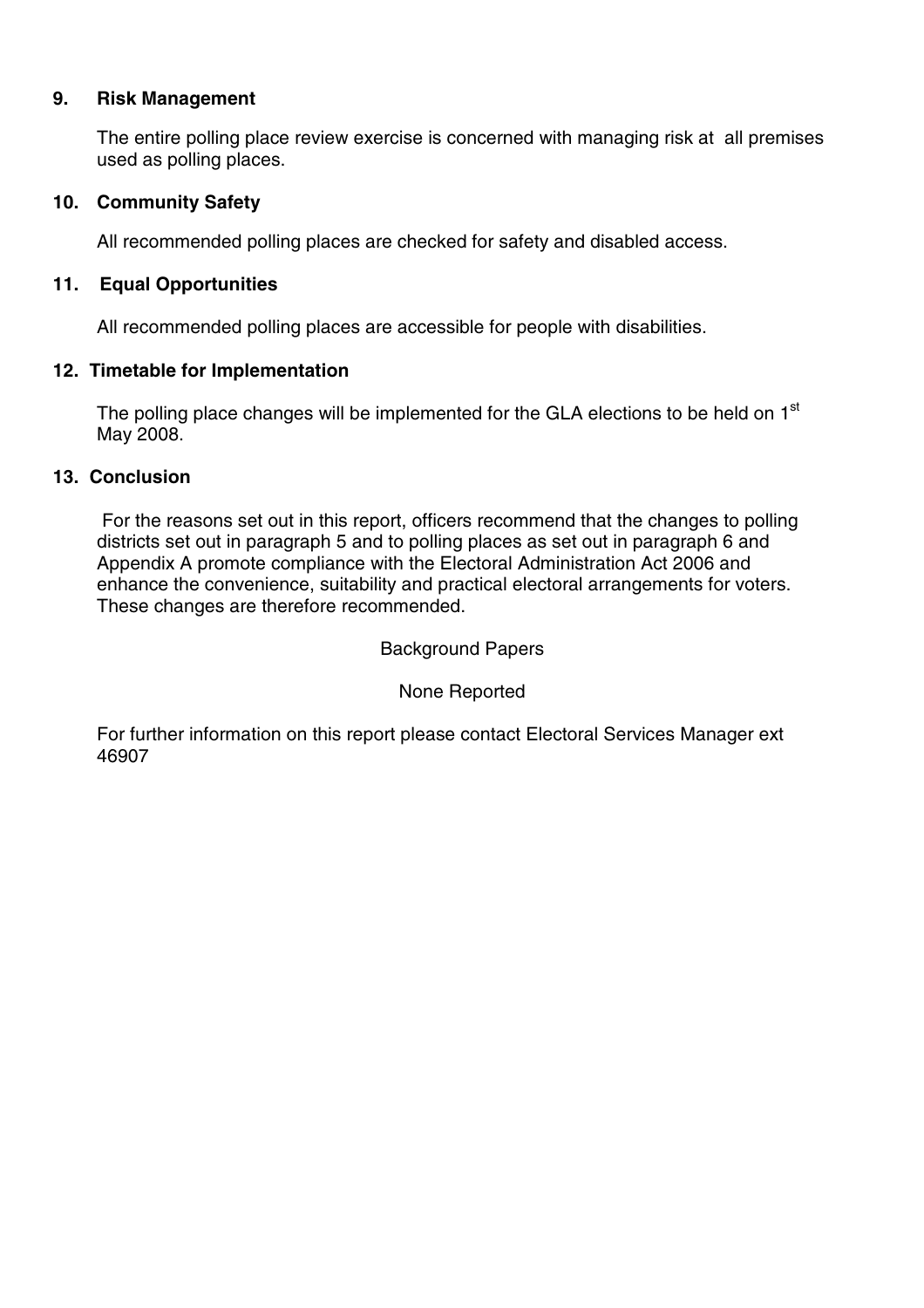## 9. Risk Management

The entire polling place review exercise is concerned with managing risk at all premises used as polling places.

## 10. Community Safety

All recommended polling places are checked for safety and disabled access.

## 11. Equal Opportunities

All recommended polling places are accessible for people with disabilities.

## 12. Timetable for Implementation

The polling place changes will be implemented for the GLA elections to be held on 1st May 2008.

## 13. Conclusion

For the reasons set out in this report, officers recommend that the changes to polling districts set out in paragraph 5 and to polling places as set out in paragraph 6 and Appendix A promote compliance with the Electoral Administration Act 2006 and enhance the convenience, suitability and practical electoral arrangements for voters. These changes are therefore recommended.

Background Papers

None Reported

For further information on this report please contact Electoral Services Manager ext 46907